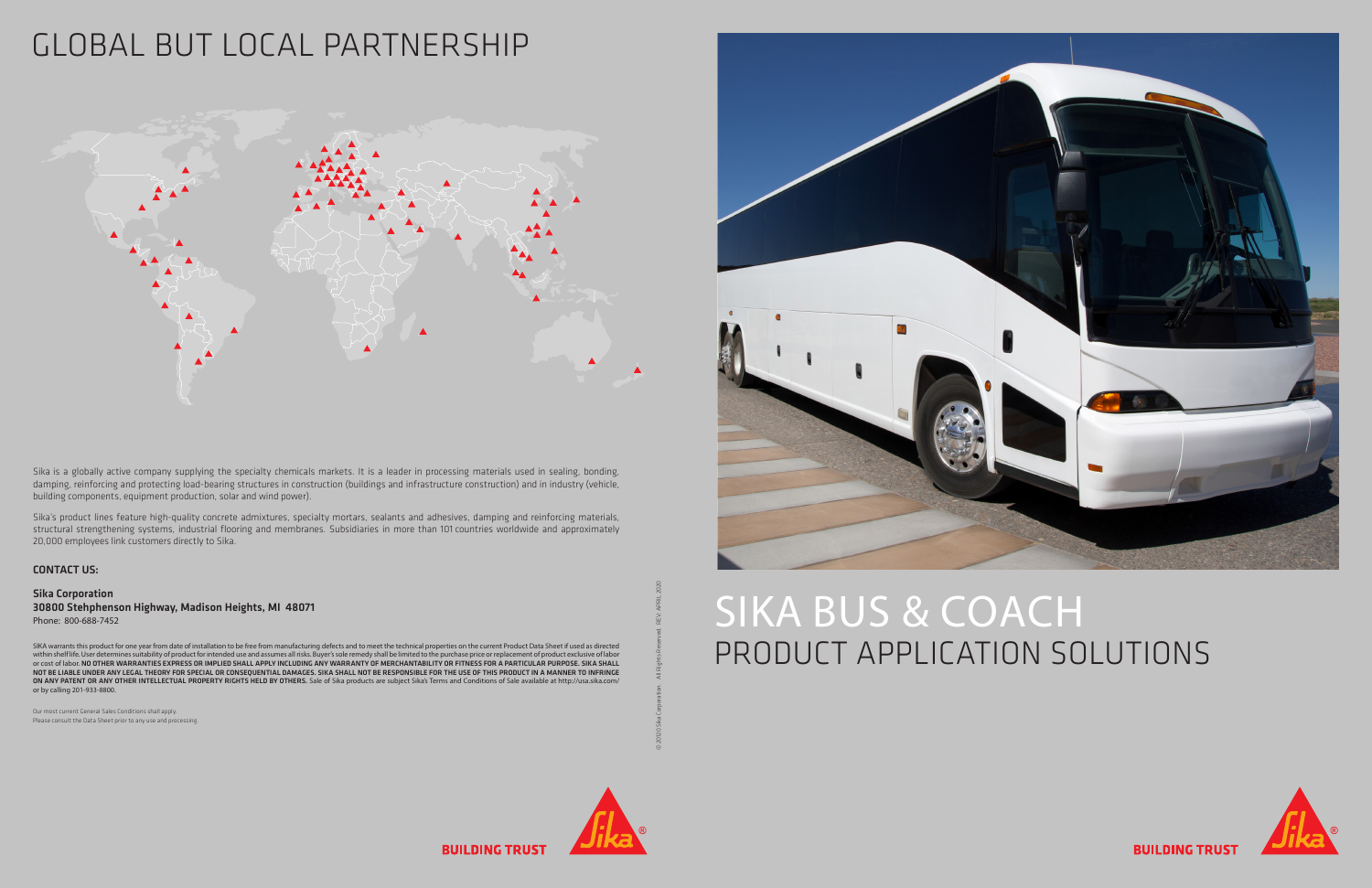# GLOBAL BUT LOCAL PARTNERSHIP

Sika is a globally active company supplying the specialty chemicals markets. It is a leader in processing materials used in sealing, bonding, damping, reinforcing and protecting load-bearing structures in construction (buildings and infrastructure construction) and in industry (vehicle, building components, equipment production, solar and wind power).

Sika's product lines feature high-quality concrete admixtures, specialty mortars, sealants and adhesives, damping and reinforcing materials, structural strengthening systems, industrial flooring and membranes. Subsidiaries in more than 101 countries worldwide and approximately 20,000 employees link customers directly to Sika.

**CONTACT US:**

**Sika Corporation**
**30800 Stehphenson Highway, Madison Heights, MI 48071**
Phone: 800-688-7452

SIKA warrants this product for one year from date of installation to be free from manufacturing defects and to meet the technical properties on the current Product Data Sheet if used as directed within shelf life. User determines suitability of product for intended use and assumes all risks. Buyer's sole remedy shall be limited to the purchase price or replacement of product exclusive of labor or cost of labor. **NO OTHER WARRANTIES EXPRESS OR IMPLIED SHALL APPLY INCLUDING ANY WARRANTY OF MERCHANTABILITY OR FITNESS FOR A PARTICULAR PURPOSE. SIKA SHALL NOT BE LIABLE UNDER ANY LEGAL THEORY FOR SPECIAL OR CONSEQUENTIAL DAMAGES. SIKA SHALL NOT BE RESPONSIBLE FOR THE USE OF THIS PRODUCT IN A MANNER TO INFRINGE ON ANY PATENT OR ANY OTHER INTELLECTUAL PROPERTY RIGHTS HELD BY OTHERS.** Sale of Sika products are subject Sika's Terms and Conditions of Sale available at http://usa.sika.com/ or by calling 201-933-8800.

Our most current General Sales Conditions shall apply.
Please consult the Data Sheet prior to any use and processing.

© 2020 Sika Corporation. All Rights Reserved. REV. APRIL 2020

**BUILDING TRUST**

# SIKA BUS & COACH
## PRODUCT APPLICATION SOLUTIONS

**BUILDING TRUST**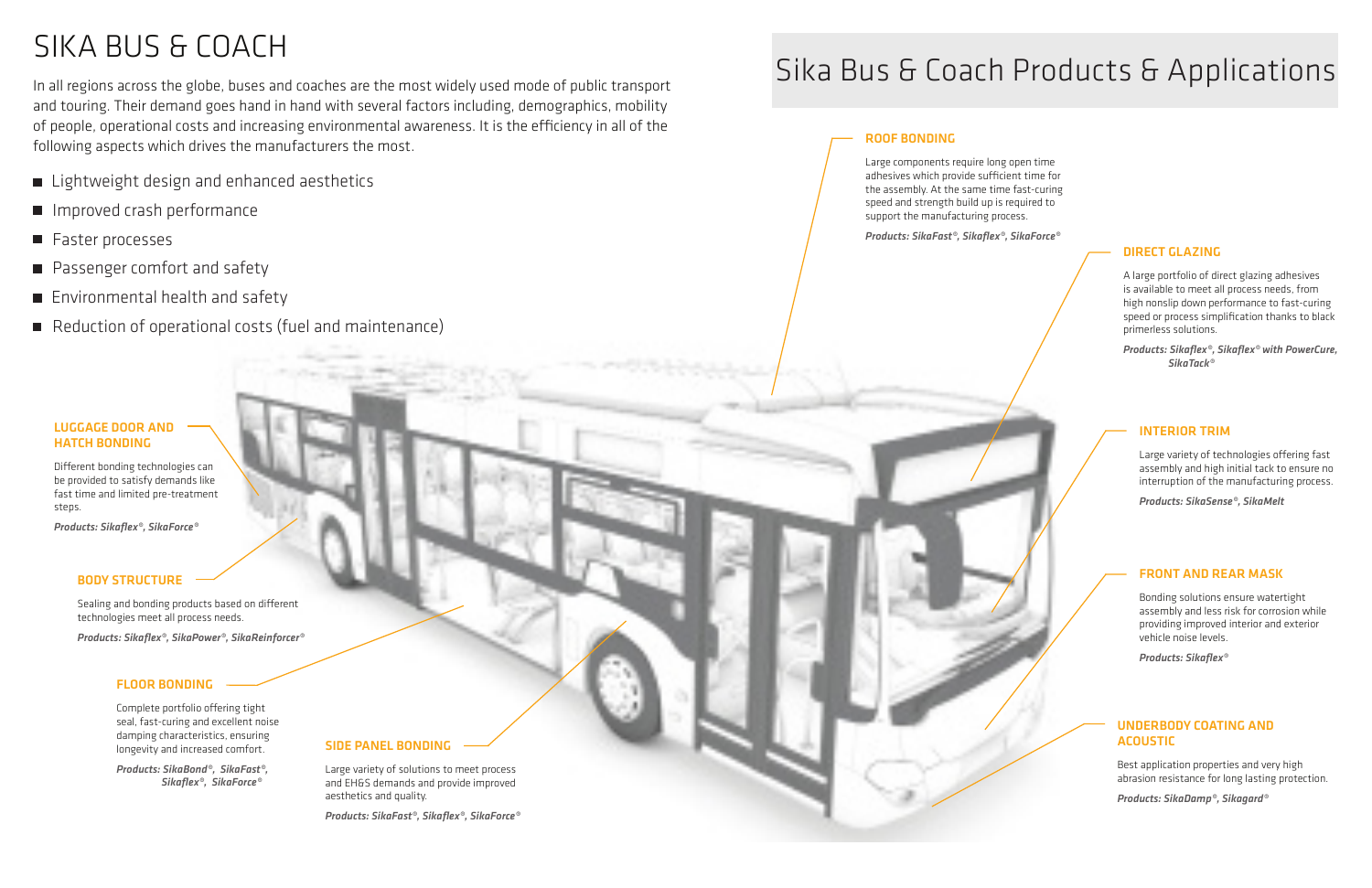# SIKA BUS & COACH

In all regions across the globe, buses and coaches are the most widely used mode of public transport and touring. Their demand goes hand in hand with several factors including, demographics, mobility of people, operational costs and increasing environmental awareness. It is the efficiency in all of the following aspects which drives the manufacturers the most.

- Lightweight design and enhanced aesthetics
- Improved crash performance
- Faster processes
- Passenger comfort and safety
- Environmental health and safety
- Reduction of operational costs (fuel and maintenance)

# Sika Bus & Coach Products & Applications

### ROOF BONDING

Large components require long open time adhesives which provide sufficient time for the assembly. At the same time fast-curing speed and strength build up is required to support the manufacturing process.

***Products: SikaFast®, Sikaflex®, SikaForce®***

### DIRECT GLAZING

A large portfolio of direct glazing adhesives is available to meet all process needs, from high nonslip down performance to fast-curing speed or process simplification thanks to black primerless solutions.

***Products: Sikaflex®, Sikaflex® with PowerCure, SikaTack®***

### INTERIOR TRIM

Large variety of technologies offering fast assembly and high initial tack to ensure no interruption of the manufacturing process.

***Products: SikaSense®, SikaMelt***

### FRONT AND REAR MASK

Bonding solutions ensure watertight assembly and less risk for corrosion while providing improved interior and exterior vehicle noise levels.

***Products: Sikaflex®***

### UNDERBODY COATING AND ACOUSTIC

Best application properties and very high abrasion resistance for long lasting protection.

***Products: SikaDamp®, Sikagard®***

### LUGGAGE DOOR AND HATCH BONDING

Different bonding technologies can be provided to satisfy demands like fast time and limited pre-treatment steps.

***Products: Sikaflex®, SikaForce®***

### BODY STRUCTURE

Sealing and bonding products based on different technologies meet all process needs.

***Products: Sikaflex®, SikaPower®, SikaReinforcer®***

### FLOOR BONDING

Complete portfolio offering tight seal, fast-curing and excellent noise damping characteristics, ensuring longevity and increased comfort.

***Products: SikaBond®, SikaFast®, Sikaflex®, SikaForce®***

### SIDE PANEL BONDING

Large variety of solutions to meet process and EH&S demands and provide improved aesthetics and quality.

***Products: SikaFast®, Sikaflex®, SikaForce®***